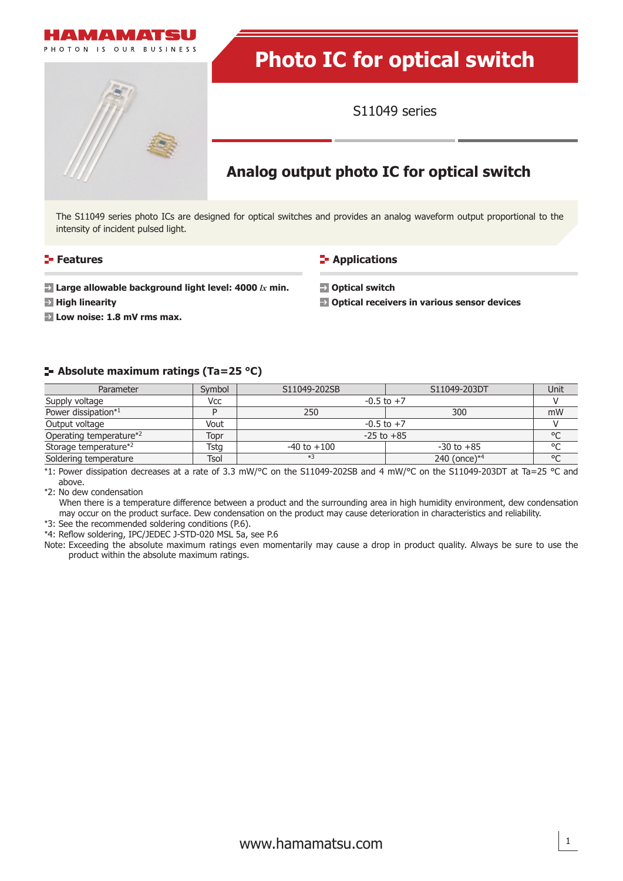# Photo IC for optical switch

S11049 series

## Analog output photo IC for optical switch

The S11049 series photo ICs are designed for optical switches and provides an analog waveform output proportional to the intensity of incident pulsed light.

### Features

- **Large allowable background light level: 4000 *lx* min.**
- **High linearity**
- **Low noise: 1.8 mV rms max.**

### Applications

- **Optical switch**
- **Optical receivers in various sensor devices**

### Absolute maximum ratings (Ta=25 °C)

| Parameter | Symbol | S11049-202SB | S11049-203DT | Unit |
|---|---|---|---|---|
| Supply voltage | Vcc | -0.5 to +7 | | V |
| Power dissipation*1 | P | 250 | 300 | mW |
| Output voltage | Vout | -0.5 to +7 | | V |
| Operating temperature*2 | Topr | -25 to +85 | | °C |
| Storage temperature*2 | Tstg | -40 to +100 | -30 to +85 | °C |
| Soldering temperature | Tsol | *3 | 240 (once)*4 | °C |

*1: Power dissipation decreases at a rate of 3.3 mW/°C on the S11049-202SB and 4 mW/°C on the S11049-203DT at Ta=25 °C and above.

*2: No dew condensation  
When there is a temperature difference between a product and the surrounding area in high humidity environment, dew condensation may occur on the product surface. Dew condensation on the product may cause deterioration in characteristics and reliability.

*3: See the recommended soldering conditions (P.6).

*4: Reflow soldering, IPC/JEDEC J-STD-020 MSL 5a, see P.6

Note: Exceeding the absolute maximum ratings even momentarily may cause a drop in product quality. Always be sure to use the product within the absolute maximum ratings.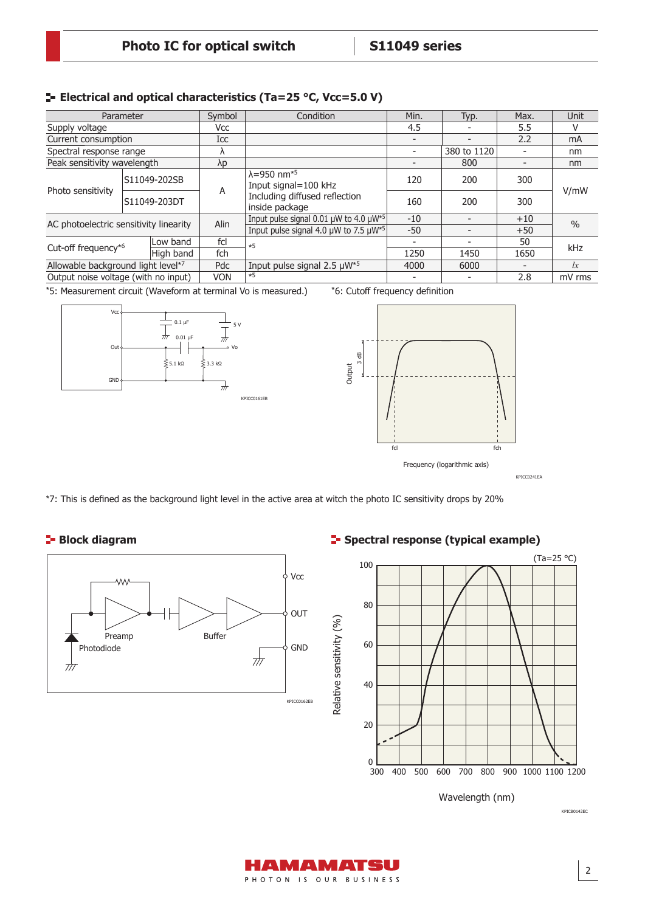## Electrical and optical characteristics (Ta=25 °C, Vcc=5.0 V)

| Parameter | | Symbol | Condition | Min. | Typ. | Max. | Unit |
|---|---|---|---|---|---|---|---|
| Supply voltage | | Vcc | | 4.5 | - | 5.5 | V |
| Current consumption | | Icc | | - | - | 2.2 | mA |
| Spectral response range | | λ | | - | 380 to 1120 | - | nm |
| Peak sensitivity wavelength | | λp | | - | 800 | - | nm |
| Photo sensitivity | S11049-202SB | A | λ=950 nm*5 Input signal=100 kHz Including diffused reflection inside package | 120 | 200 | 300 | V/mW |
| | S11049-203DT | | | 160 | 200 | 300 | |
| AC photoelectric sensitivity linearity | | Alin | Input pulse signal 0.01 μW to 4.0 μW*5 | -10 | - | +10 | % |
| | | | Input pulse signal 4.0 μW to 7.5 μW*5 | -50 | - | +50 | |
| Cut-off frequency*6 | Low band | fcl | *5 | - | - | 50 | kHz |
| | High band | fch | | 1250 | 1450 | 1650 | |
| Allowable background light level*7 | | Pdc | Input pulse signal 2.5 μW*5 | 4000 | 6000 | - | lx |
| Output noise voltage (with no input) | | VON | *5 | - | - | 2.8 | mV rms |

*5: Measurement circuit (Waveform at terminal Vo is measured.)

*6: Cutoff frequency definition

*7: This is defined as the background light level in the active area at witch the photo IC sensitivity drops by 20%

## Block diagram

## Spectral response (typical example)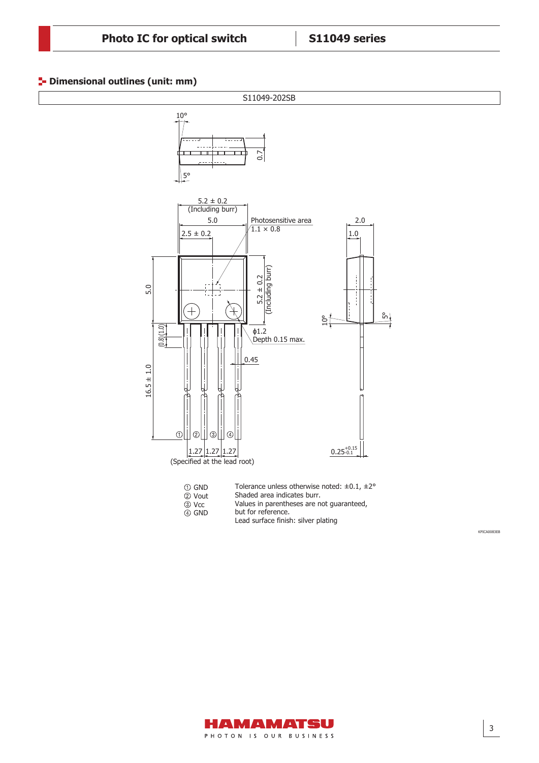## Dimensional outlines (unit: mm)

S11049-202SB

① GND
② Vout
③ Vcc
④ GND

Tolerance unless otherwise noted: ±0.1, ±2°
Shaded area indicates burr.
Values in parentheses are not guaranteed, but for reference.
Lead surface finish: silver plating

KPICA0083EB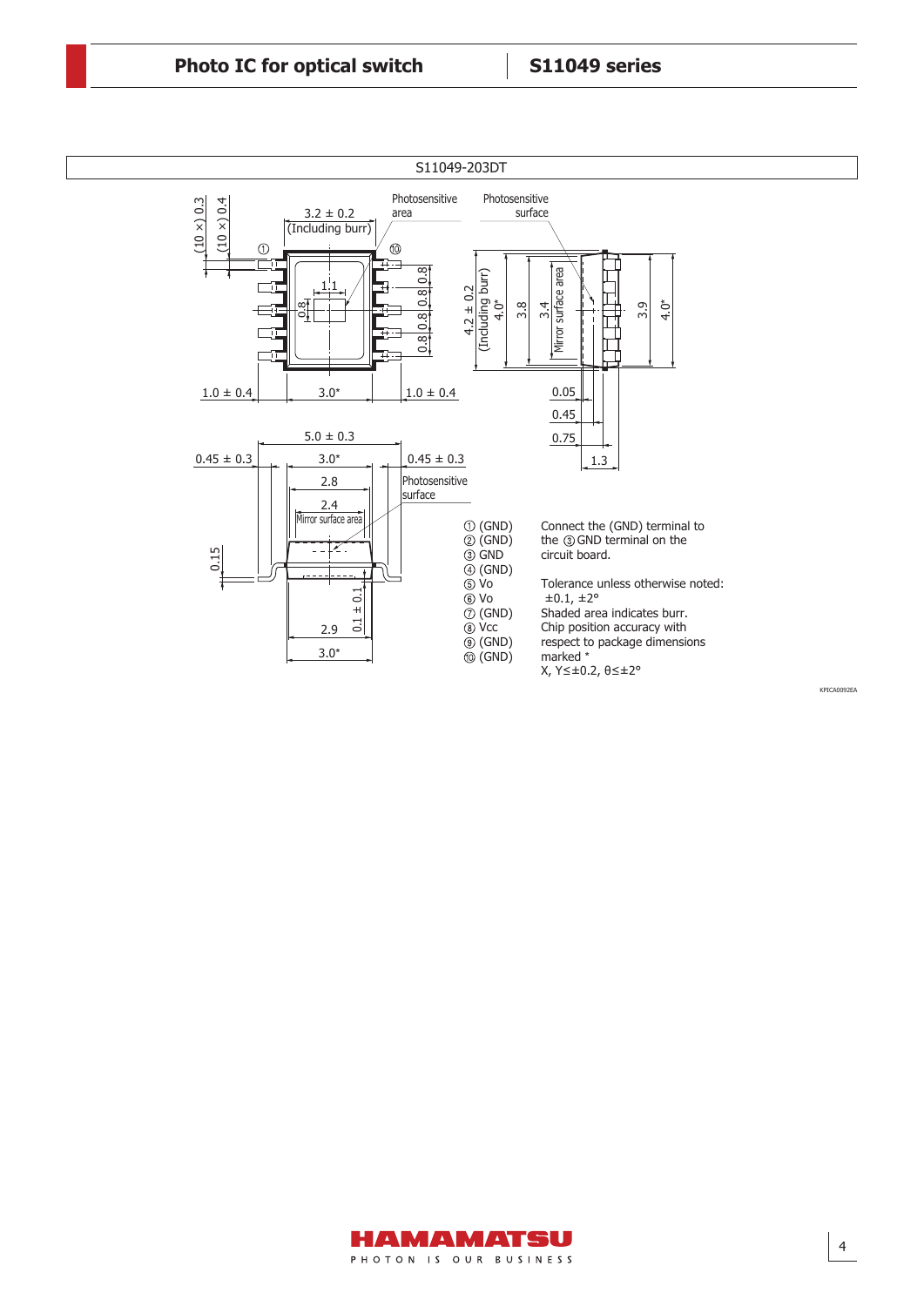S11049-203DT

Photosensitive area

Photosensitive surface

Mirror surface area

① (GND)
② (GND)
③ GND
④ (GND)
⑤ Vo
⑥ Vo
⑦ (GND)
⑧ Vcc
⑨ (GND)
⑩ (GND)

Connect the (GND) terminal to the ③ GND terminal on the circuit board.

Tolerance unless otherwise noted: ±0.1, ±2°
Shaded area indicates burr.
Chip position accuracy with respect to package dimensions marked *
X, Y≤±0.2, θ≤±2°

KPICA0092EA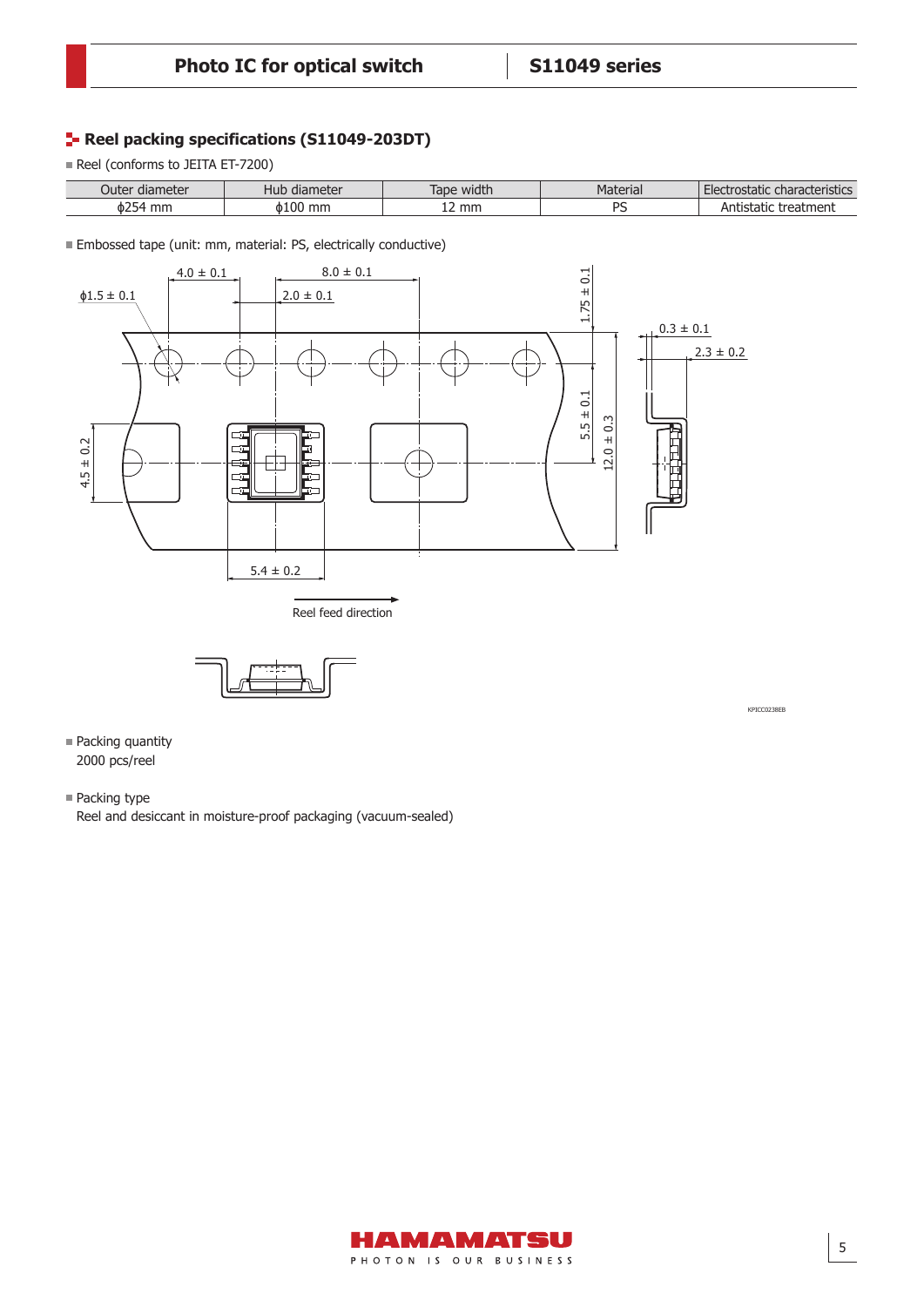## Reel packing specifications (S11049-203DT)

- Reel (conforms to JEITA ET-7200)

| Outer diameter | Hub diameter | Tape width | Material | Electrostatic characteristics |
|---|---|---|---|---|
| ϕ254 mm | ϕ100 mm | 12 mm | PS | Antistatic treatment |

- Embossed tape (unit: mm, material: PS, electrically conductive)

4.0 ± 0.1
8.0 ± 0.1
ϕ1.5 ± 0.1
2.0 ± 0.1
1.75 ± 0.1
0.3 ± 0.1
2.3 ± 0.2
5.5 ± 0.1
12.0 ± 0.3
4.5 ± 0.2
5.4 ± 0.2

Reel feed direction

KPICC0238EB

- Packing quantity
  2000 pcs/reel

- Packing type
  Reel and desiccant in moisture-proof packaging (vacuum-sealed)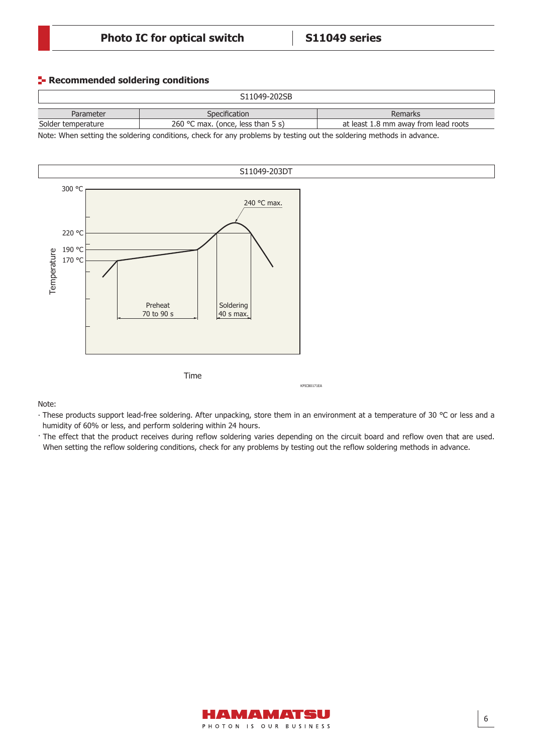## Recommended soldering conditions

S11049-202SB

| Parameter | Specification | Remarks |
|---|---|---|
| Solder temperature | 260 °C max. (once, less than 5 s) | at least 1.8 mm away from lead roots |

Note: When setting the soldering conditions, check for any problems by testing out the soldering methods in advance.

S11049-203DT

300 °C
240 °C max.
220 °C
190 °C
170 °C
Temperature
Preheat
70 to 90 s
Soldering
40 s max.
Time

KPICB0171EA

Note:

- These products support lead-free soldering. After unpacking, store them in an environment at a temperature of 30 °C or less and a humidity of 60% or less, and perform soldering within 24 hours.
- The effect that the product receives during reflow soldering varies depending on the circuit board and reflow oven that are used. When setting the reflow soldering conditions, check for any problems by testing out the reflow soldering methods in advance.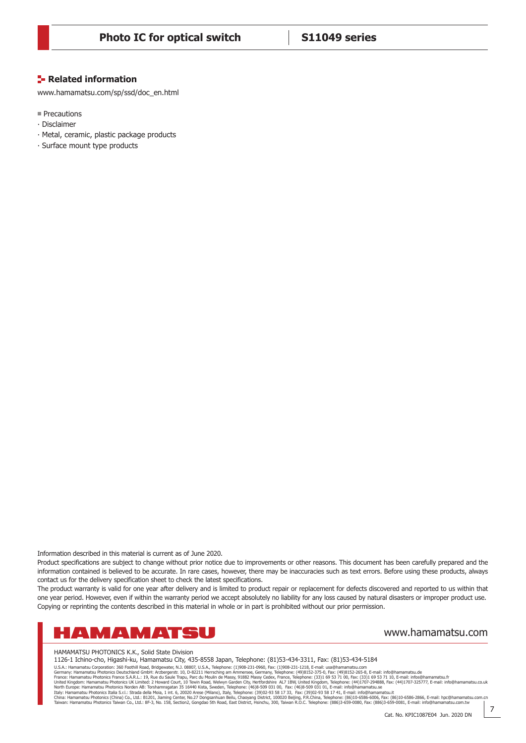## Related information

www.hamamatsu.com/sp/ssd/doc_en.html

- Precautions
  - · Disclaimer
  - · Metal, ceramic, plastic package products
  - · Surface mount type products

Information described in this material is current as of June 2020.

Product specifications are subject to change without prior notice due to improvements or other reasons. This document has been carefully prepared and the information contained is believed to be accurate. In rare cases, however, there may be inaccuracies such as text errors. Before using these products, always contact us for the delivery specification sheet to check the latest specifications.

The product warranty is valid for one year after delivery and is limited to product repair or replacement for defects discovered and reported to us within that one year period. However, even if within the warranty period we accept absolutely no liability for any loss caused by natural disasters or improper product use. Copying or reprinting the contents described in this material in whole or in part is prohibited without our prior permission.

**HAMAMATSU**

www.hamamatsu.com

HAMAMATSU PHOTONICS K.K., Solid State Division

1126-1 Ichino-cho, Higashi-ku, Hamamatsu City, 435-8558 Japan, Telephone: (81)53-434-3311, Fax: (81)53-434-5184

U.S.A.: Hamamatsu Corporation: 360 Foothill Road, Bridgewater, N.J. 08807, U.S.A., Telephone: (1)908-231-0960, Fax: (1)908-231-1218, E-mail: usa@hamamatsu.com
Germany: Hamamatsu Photonics Deutschland GmbH: Arzbergerstr. 10, D-82211 Herrsching am Ammersee, Germany, Telephone: (49)8152-375-0, Fax: (49)8152-265-8, E-mail: info@hamamatsu.de
France: Hamamatsu Photonics France S.A.R.L.: 19, Rue du Saule Trapu, Parc du Moulin de Massy, 91882 Massy Cedex, France, Telephone: (33)1 69 53 71 00, Fax: (33)1 69 53 71 10, E-mail: infos@hamamatsu.fr
United Kingdom: Hamamatsu Photonics UK Limited: 2 Howard Court, 10 Tewin Road, Welwyn Garden City, Hertfordshire AL7 1BW, United Kingdom, Telephone: (44)1707-294888, Fax: (44)1707-325777, E-mail: info@hamamatsu.co.uk
North Europe: Hamamatsu Photonics Norden AB: Torshamnsgatan 35 16440 Kista, Sweden, Telephone: (46)8-509 031 00, Fax: (46)8-509 031 01, E-mail: info@hamamatsu.se
Italy: Hamamatsu Photonics Italia S.r.l.: Strada della Moia, 1 int. 6, 20020 Arese (Milano), Italy, Telephone: (39)02-93 58 17 33, Fax: (39)02-93 58 17 41, E-mail: info@hamamatsu.it
China: Hamamatsu Photonics (China) Co., Ltd.: B1201, Jiaming Center, No.27 Dongsanhuan Beilu, Chaoyang District, 100020 Beijing, P.R.China, Telephone: (86)10-6586-6006, Fax: (86)10-6586-2866, E-mail: hpc@hamamatsu.com.cn
Taiwan: Hamamatsu Photonics Taiwan Co., Ltd.: 8F-3, No. 158, Section2, Gongdao 5th Road, East District, Hsinchu, 300, Taiwan R.O.C. Telephone: (886)3-659-0080, Fax: (886)3-659-0081, E-mail: info@hamamatsu.com.tw

Cat. No. KPIC1087E04 Jun. 2020 DN